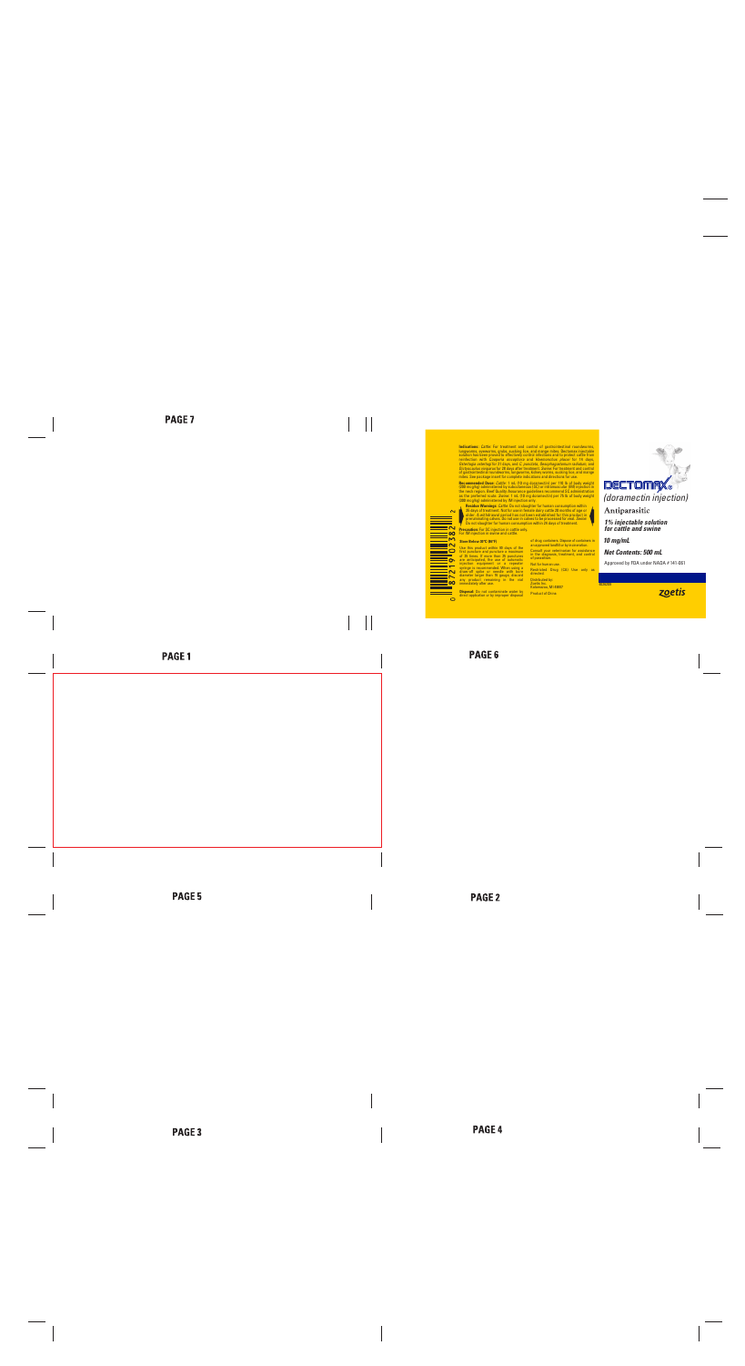**Indications:** Cattle: For treatment and control of gastrointestinal roundworms, lungworms, eyeworms, grubs, sucking lice, and mange mites. Dectomax injectable solution has been proved to effectively control infections and to protect cattle from reinfection with *Cooperia oncophora* and *Haemonchus placei* for 14 days, *Ostertagia ostertagi* for 21 days, and *C. punctata*, *Oesophagostomum radiatum*, and *Dictyocaulus viviparus* for 28 days after treatment. Swine: For treatment and control of gastrointestinal roundworms, lungworms, kidney worms, sucking lice, and mange mites. See package insert for complete indications and directions for use.

**Recommended Dose:** Cattle: 1 mL (10 mg doramectin) per 110 lb of body weight (200 mcg/kg) administered by subcutaneous (SC) or intramuscular (IM) injection in the neck region. Beef Quality Assurance guidelines recommend SC administration as the preferred route. Swine: 1 mL (10 mg doramectin) per 75 lb of body weight (300 mcg/kg) administered by IM injection only.

**Residue Warnings:** Cattle: Do not slaughter for human consumption within 35 days of treatment. Not for use in female dairy cattle 20 months of age or older. A withdrawal period has not been established for this product in preruminating calves. Do not use in calves to be processed for veal. Swine: Do not slaughter for human consumption within 24 days of treatment.

**Precaution:** For SC injection in cattle only. For IM injection in swine and cattle.

**Store Below 30°C (86°F)**

Use this product within 90 days of the first puncture and puncture a maximum of 15 times. If more than 15 punctures are anticipated, the use of automatic injection equipment or a repeater syringe is recommended. When using a draw-off spike or needle with bore diameter larger than 16 gauge, discard any product remaining in the vial immediately after use.

**Disposal:** Do not contaminate water by direct application or by improper disposal of drug containers. Dispose of containers in an approved landfill or by incineration.

Consult your veterinarian for assistance in the diagnosis, treatment, and control of parasitism.

Not for human use.

Restricted Drug (CA) Use only as directed.

Distributed by:
Zoetis Inc.
Kalamazoo, MI 49007

Product of China

# DECTOMAX®

*(doramectin injection)*

**Antiparasitic**

***1% injectable solution for cattle and swine***

***10 mg/mL***

***Net Contents: 500 mL***

Approved by FDA under NADA # 141-061

zoetis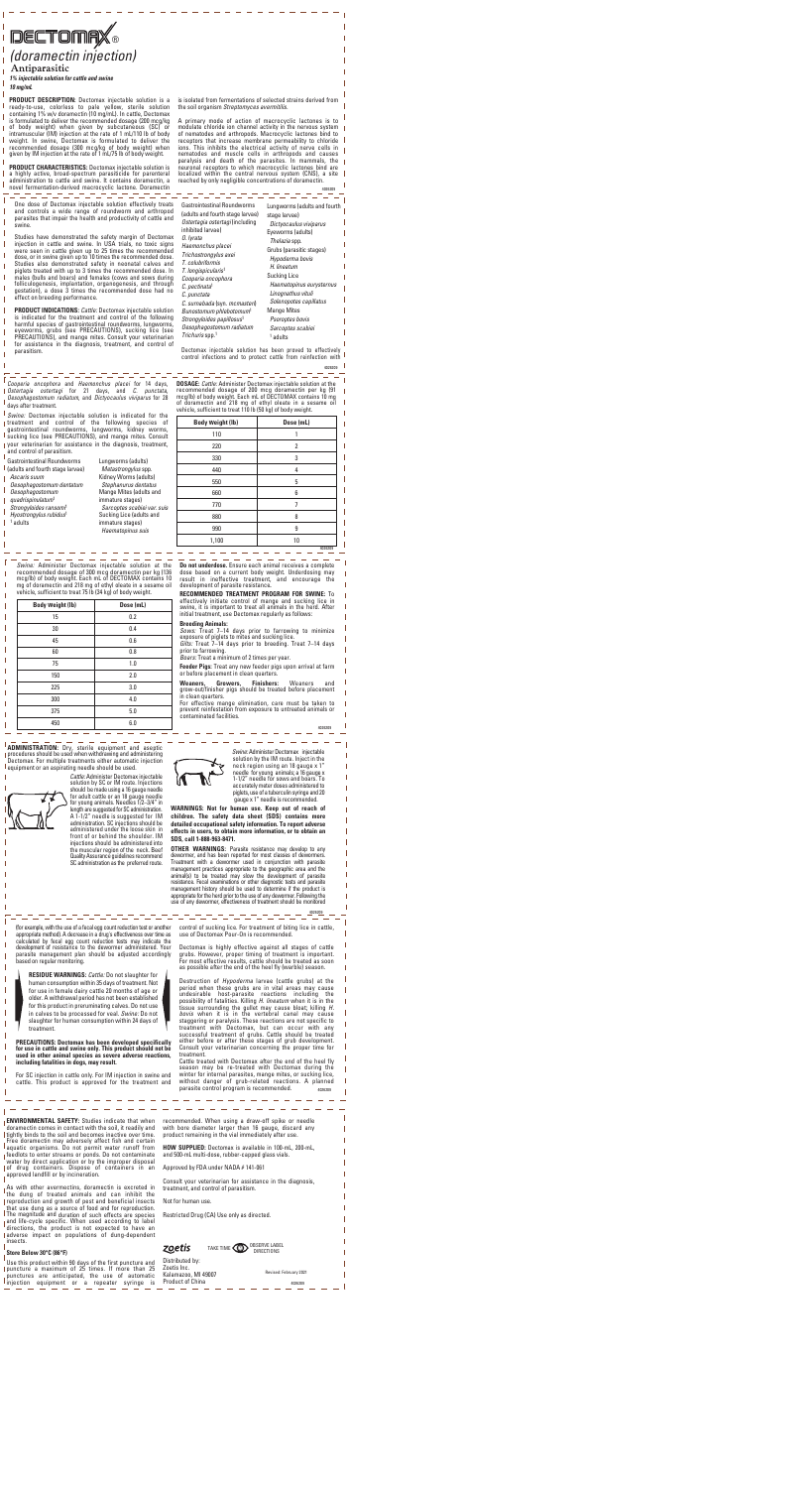# DECTOMAX®

## *(doramectin injection)*

### Antiparasitic

*1% injectable solution for cattle and swine*

*10 mg/mL*

**PRODUCT DESCRIPTION:** Dectomax injectable solution is a ready-to-use, colorless to pale yellow, sterile solution containing 1% w/v doramectin (10 mg/mL). In cattle, Dectomax is formulated to deliver the recommended dosage (200 mcg/kg of body weight) when given by subcutaneous (SC) or intramuscular (IM) injection at the rate of 1 mL/110 lb of body weight. In swine, Dectomax is formulated to deliver the recommended dosage (300 mcg/kg of body weight) when given by IM injection at the rate of 1 mL/75 lb of body weight.

**PRODUCT CHARACTERISTICS:** Dectomax injectable solution is a highly active, broad-spectrum parasiticide for parenteral administration to cattle and swine. It contains doramectin, a novel fermentation-derived macrocyclic lactone. Doramectin is isolated from fermentations of selected strains derived from the soil organism *Streptomyces avermitilis*.

A primary mode of action of macrocyclic lactones is to modulate chloride ion channel activity in the nervous system of nematodes and arthropods. Macrocyclic lactones bind to receptors that increase membrane permeability to chloride ions. This inhibits the electrical activity of nerve cells in nematodes and muscle cells in arthropods and causes paralysis and death of the parasites. In mammals, the neuronal receptors to which macrocyclic lactones bind are localized within the central nervous system (CNS), a site reached by only negligible concentrations of doramectin.

One dose of Dectomax injectable solution effectively treats and controls a wide range of roundworm and arthropod parasites that impair the health and productivity of cattle and swine.

Studies have demonstrated the safety margin of Dectomax injection in cattle and swine. In USA trials, no toxic signs were seen in cattle given up to 25 times the recommended dose, or in swine given up to 10 times the recommended dose. Studies also demonstrated safety in neonatal calves and piglets treated with up to 3 times the recommended dose. In males (bulls and boars) and females (cows and sows during folliculogenesis, implantation, organogenesis, and through gestation), a dose 3 times the recommended dose had no effect on breeding performance.

**PRODUCT INDICATIONS:** *Cattle:* Dectomax injectable solution is indicated for the treatment and control of the following harmful species of gastrointestinal roundworms, lungworms, eyeworms, grubs (see PRECAUTIONS), sucking lice (see PRECAUTIONS), and mange mites. Consult your veterinarian for assistance in the diagnosis, treatment, and control of parasitism.

Gastrointestinal Roundworms (adults and fourth stage larvae)
- *Ostertagia ostertagi* (including inhibited larvae)
- *O. lyrata*
- *Haemonchus placei*
- *Trichostrongylus axei*
- *T. colubriformis*
- *T. longispicularis*[1]
- *Cooperia oncophora*
- *C. pectinata*[1]
- *C. punctata*
- *C. surnabada* (syn. *mcmasteri*)
- *Bunostomum phlebotomum*[1]
- *Strongyloides papillosus*[1]
- *Oesophagostomum radiatum*
- *Trichuris* spp.[1]

Lungworms (adults and fourth stage larvae)
- *Dictyocaulus viviparus*

Eyeworms (adults)
- *Thelazia* spp.

Grubs (parasitic stages)
- *Hypoderma bovis*
- *H. lineatum*

Sucking Lice
- *Haematopinus eurysternus*
- *Linognathus vituli*
- *Solenopotes capillatus*

Mange Mites
- *Psoroptes bovis*
- *Sarcoptes scabiei*

[1] adults

Dectomax injectable solution has been proved to effectively control infections and to protect cattle from reinfection with *Cooperia oncophora* and *Haemonchus placei* for 14 days, *Ostertagia ostertagi* for 21 days, and *C. punctata*, *Oesophagostomum radiatum*, and *Dictyocaulus viviparus* for 28 days after treatment.

*Swine:* Dectomax injectable solution is indicated for the treatment and control of the following species of gastrointestinal roundworms, lungworms, kidney worms, sucking lice (see PRECAUTIONS), and mange mites. Consult your veterinarian for assistance in the diagnosis, treatment, and control of parasitism.

Gastrointestinal Roundworms (adults and fourth stage larvae)
- *Ascaris suum*
- *Oesophagostomum dentatum*
- *Oesophagostomum quadrispinulatum*[1]
- *Strongyloides ransomi*[1]
- *Hyostrongylus rubidus*[1]

[1] adults

Lungworms (adults)
- *Metastrongylus* spp.

Kidney Worms (adults)
- *Stephanurus dentatus*

Mange Mites (adults and immature stages)
- *Sarcoptes scabiei* var. *suis*

Sucking Lice (adults and immature stages)
- *Haematopinus suis*

**DOSAGE:** *Cattle:* Administer Dectomax injectable solution at the recommended dosage of 200 mcg doramectin per kg (91 mcg/lb) of body weight. Each mL of DECTOMAX contains 10 mg of doramectin and 218 mg of ethyl oleate in a sesame oil vehicle, sufficient to treat 110 lb (50 kg) of body weight.

| Body Weight (lb) | Dose (mL) |
|---|---|
| 110 | 1 |
| 220 | 2 |
| 330 | 3 |
| 440 | 4 |
| 550 | 5 |
| 660 | 6 |
| 770 | 7 |
| 880 | 8 |
| 990 | 9 |
| 1,100 | 10 |

*Swine:* Administer Dectomax injectable solution at the recommended dosage of 300 mcg doramectin per kg (136 mcg/lb) of body weight. Each mL of DECTOMAX contains 10 mg of doramectin and 218 mg of ethyl oleate in a sesame oil vehicle, sufficient to treat 75 lb (34 kg) of body weight.

| Body Weight (lb) | Dose (mL) |
|---|---|
| 15 | 0.2 |
| 30 | 0.4 |
| 45 | 0.6 |
| 60 | 0.8 |
| 75 | 1.0 |
| 150 | 2.0 |
| 225 | 3.0 |
| 300 | 4.0 |
| 375 | 5.0 |
| 450 | 6.0 |

**Do not underdose.** Ensure each animal receives a complete dose based on a current body weight. Underdosing may result in ineffective treatment, and encourage the development of parasite resistance.

**RECOMMENDED TREATMENT PROGRAM FOR SWINE:** To effectively initiate control of mange and sucking lice in swine, it is important to treat all animals in the herd. After initial treatment, use Dectomax regularly as follows:

**Breeding Animals:**

*Sows:* Treat 7–14 days prior to farrowing to minimize exposure of piglets to mites and sucking lice.

*Gilts:* Treat 7–14 days prior to breeding. Treat 7–14 days prior to farrowing.

*Boars:* Treat a minimum of 2 times per year.

**Feeder Pigs:** Treat any new feeder pigs upon arrival at farm or before placement in clean quarters.

**Weaners, Growers, Finishers:** Weaners and grow-out/finisher pigs should be treated before placement in clean quarters.

For effective mange elimination, care must be taken to prevent reinfestation from exposure to untreated animals or contaminated facilities.

**ADMINISTRATION:** Dry, sterile equipment and aseptic procedures should be used when withdrawing and administering Dectomax. For multiple treatments either automatic injection equipment or an aspirating needle should be used.

*Cattle:* Administer Dectomax injectable solution by SC or IM route. Injections should be made using a 16 gauge needle for adult cattle or an 18 gauge needle for young animals. Needles 1/2–3/4" in length are suggested for SC administration. A 1-1/2" needle is suggested for IM administration. SC injections should be administered under the loose skin in front of or behind the shoulder. IM injections should be administered into the muscular region of the neck. Beef Quality Assurance guidelines recommend SC administration as the preferred route.

*Swine:* Administer Dectomax injectable solution by the IM route. Inject in the neck region using an 18 gauge x 1" needle for young animals, a 16 gauge x 1-1/2" needle for sows and boars. To accurately meter doses administered to piglets, use of a tuberculin syringe and 20 gauge x 1" needle is recommended.

**WARNINGS: Not for human use. Keep out of reach of children. The safety data sheet (SDS) contains more detailed occupational safety information. To report adverse effects in users, to obtain more information, or to obtain an SDS, call 1-888-963-8471.**

**OTHER WARNINGS:** Parasite resistance may develop to any dewormer, and has been reported for most classes of dewormers. Treatment with a dewormer used in conjunction with parasite management practices appropriate to the geographic area and the animal(s) to be treated may slow the development of parasite resistance. Fecal examinations or other diagnostic tests and parasite management history should be used to determine if the product is appropriate for the herd prior to the use of any dewormer. Following the use of any dewormer, effectiveness of treatment should be monitored (for example, with the use of a fecal egg count reduction test or another appropriate method). A decrease in a drug's effectiveness over time as calculated by fecal egg count reduction tests may indicate the development of resistance to the dewormer administered. Your parasite management plan should be adjusted accordingly based on regular monitoring.

**RESIDUE WARNINGS:** *Cattle:* Do not slaughter for human consumption within 35 days of treatment. Not for use in female dairy cattle 20 months of age or older. A withdrawal period has not been established for this product in preruminating calves. Do not use in calves to be processed for veal. *Swine:* Do not slaughter for human consumption within 24 days of treatment.

**PRECAUTIONS: Dectomax has been developed specifically for use in cattle and swine only. This product should not be used in other animal species as severe adverse reactions, including fatalities in dogs, may result.**

For SC injection in cattle only. For IM injection in swine and cattle. This product is approved for the treatment and control of sucking lice. For treatment of biting lice in cattle, use of Dectomax Pour-On is recommended.

Dectomax is highly effective against all stages of cattle grubs. However, proper timing of treatment is important. For most effective results, cattle should be treated as soon as possible after the end of the heel fly (warble) season.

Destruction of *Hypoderma* larvae (cattle grubs) at the period when these grubs are in vital areas may cause undesirable host-parasite reactions including the possibility of fatalities. Killing *H. lineatum* when it is in the tissue surrounding the gullet may cause bloat; killing *H. bovis* when it is in the vertebral canal may cause staggering or paralysis. These reactions are not specific to treatment with Dectomax, but can occur with any successful treatment of grubs. Cattle should be treated either before or after these stages of grub development. Consult your veterinarian concerning the proper time for treatment.

Cattle treated with Dectomax after the end of the heel fly season may be re-treated with Dectomax during the winter for internal parasites, mange mites, or sucking lice, without danger of grub-related reactions. A planned parasite control program is recommended.

**ENVIRONMENTAL SAFETY:** Studies indicate that when doramectin comes in contact with the soil, it readily and tightly binds to the soil and becomes inactive over time. Free doramectin may adversely affect fish and certain aquatic organisms. Do not permit water runoff from feedlots to enter streams or ponds. Do not contaminate water by direct application or by the improper disposal of drug containers. Dispose of containers in an approved landfill or by incineration.

As with other avermectins, doramectin is excreted in the dung of treated animals and can inhibit the reproduction and growth of pest and beneficial insects that use dung as a source of food and for reproduction. The magnitude and duration of such effects are species and life-cycle specific. When used according to label directions, the product is not expected to have an adverse impact on populations of dung-dependent insects.

**Store Below 30°C (86°F)**

Use this product within 90 days of the first puncture and puncture a maximum of 25 times. If more than 25 punctures are anticipated, the use of automatic injection equipment or a repeater syringe is recommended. When using a draw-off spike or needle with bore diameter larger than 16 gauge, discard any product remaining in the vial immediately after use.

**HOW SUPPLIED:** Dectomax is available in 100-mL, 200-mL, and 500-mL multi-dose, rubber-capped glass vials.

Approved by FDA under NADA # 141-061

Consult your veterinarian for assistance in the diagnosis, treatment, and control of parasitism.

Not for human use.

Restricted Drug (CA) Use only as directed.

zoetis — TAKE TIME OBSERVE LABEL DIRECTIONS

Distributed by:
Zoetis Inc.
Kalamazoo, MI 49007
Product of China

Revised: February 2021